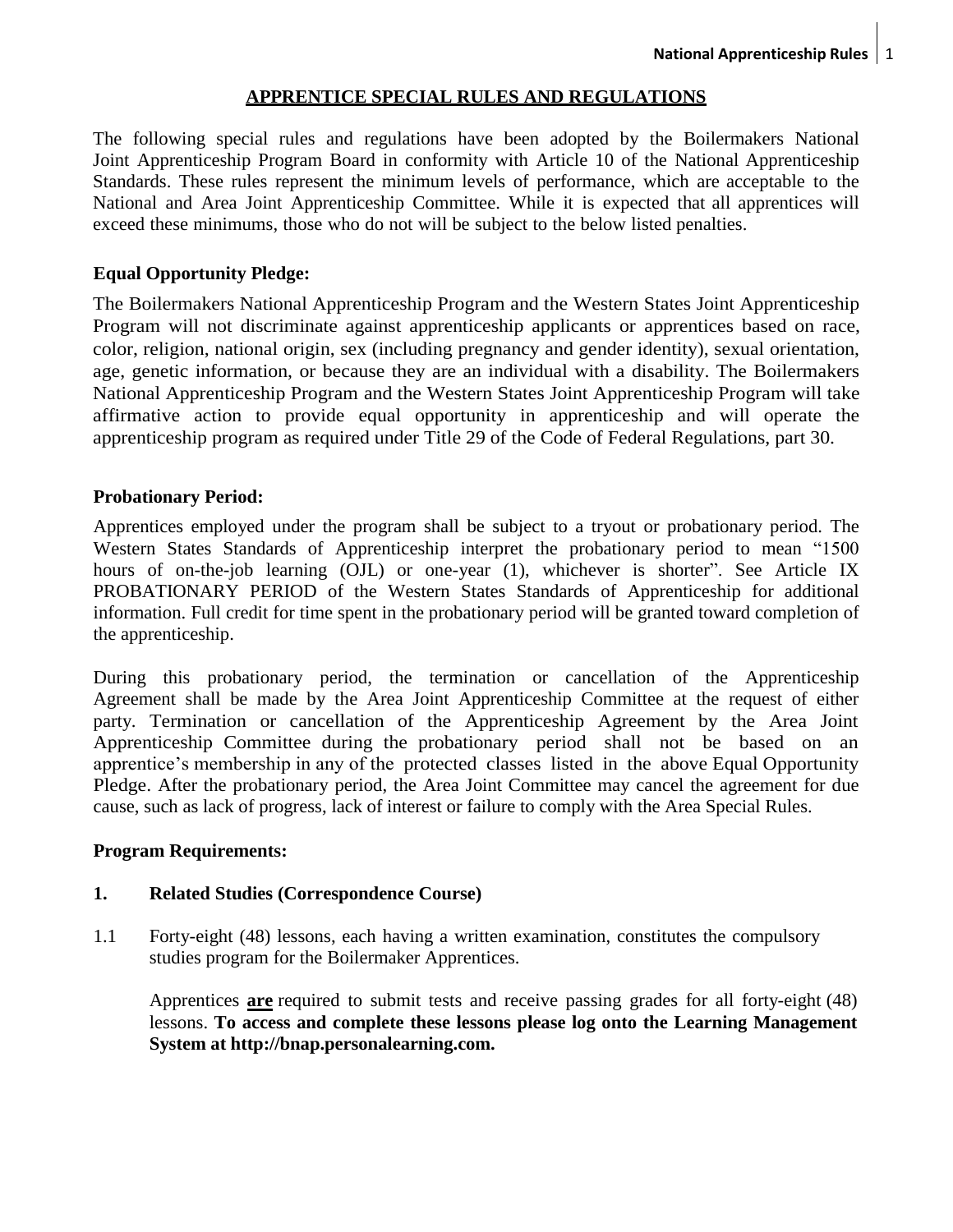# APPRENTICE SPECIAL RULES AND REGULATIONS

The following special rules and regulations have been adopted by the Boilermakers National Joint Apprenticeship Program Board in conformity with Article 10 of the National Apprenticeship Standards. These rules represent the minimum levels of performance, which are acceptable to the National and Area Joint Apprenticeship Committee. While it is expected that all apprentices will exceed these minimums, those who do not will be subject to the below listed penalties.

## Equal Opportunity Pledge:

The Boilermakers National Apprenticeship Program and the Western States Joint Apprenticeship Program will not discriminate against apprenticeship applicants or apprentices based on race, color, religion, national origin, sex (including pregnancy and gender identity), sexual orientation, age, genetic information, or because they are an individual with a disability. The Boilermakers National Apprenticeship Program and the Western States Joint Apprenticeship Program will take affirmative action to provide equal opportunity in apprenticeship and will operate the apprenticeship program as required under Title 29 of the Code of Federal Regulations, part 30.

## Probationary Period:

Apprentices employed under the program shall be subject to a tryout or probationary period. The Western States Standards of Apprenticeship interpret the probationary period to mean "1500 hours of on-the-job learning (OJL) or one-year (1), whichever is shorter". See Article IX PROBATIONARY PERIOD of the Western States Standards of Apprenticeship for additional information. Full credit for time spent in the probationary period will be granted toward completion of the apprenticeship.

During this probationary period, the termination or cancellation of the Apprenticeship Agreement shall be made by the Area Joint Apprenticeship Committee at the request of either party. Termination or cancellation of the Apprenticeship Agreement by the Area Joint Apprenticeship Committee during the probationary period shall not be based on an apprentice's membership in any of the protected classes listed in the above Equal Opportunity Pledge. After the probationary period, the Area Joint Committee may cancel the agreement for due cause, such as lack of progress, lack of interest or failure to comply with the Area Special Rules.

## Program Requirements:

### 1. Related Studies (Correspondence Course)

1.1 Forty-eight (48) lessons, each having a written examination, constitutes the compulsory studies program for the Boilermaker Apprentices.

Apprentices **are** required to submit tests and receive passing grades for all forty-eight (48) lessons. **To access and complete these lessons please log onto the Learning Management System at http://bnap.personalearning.com.**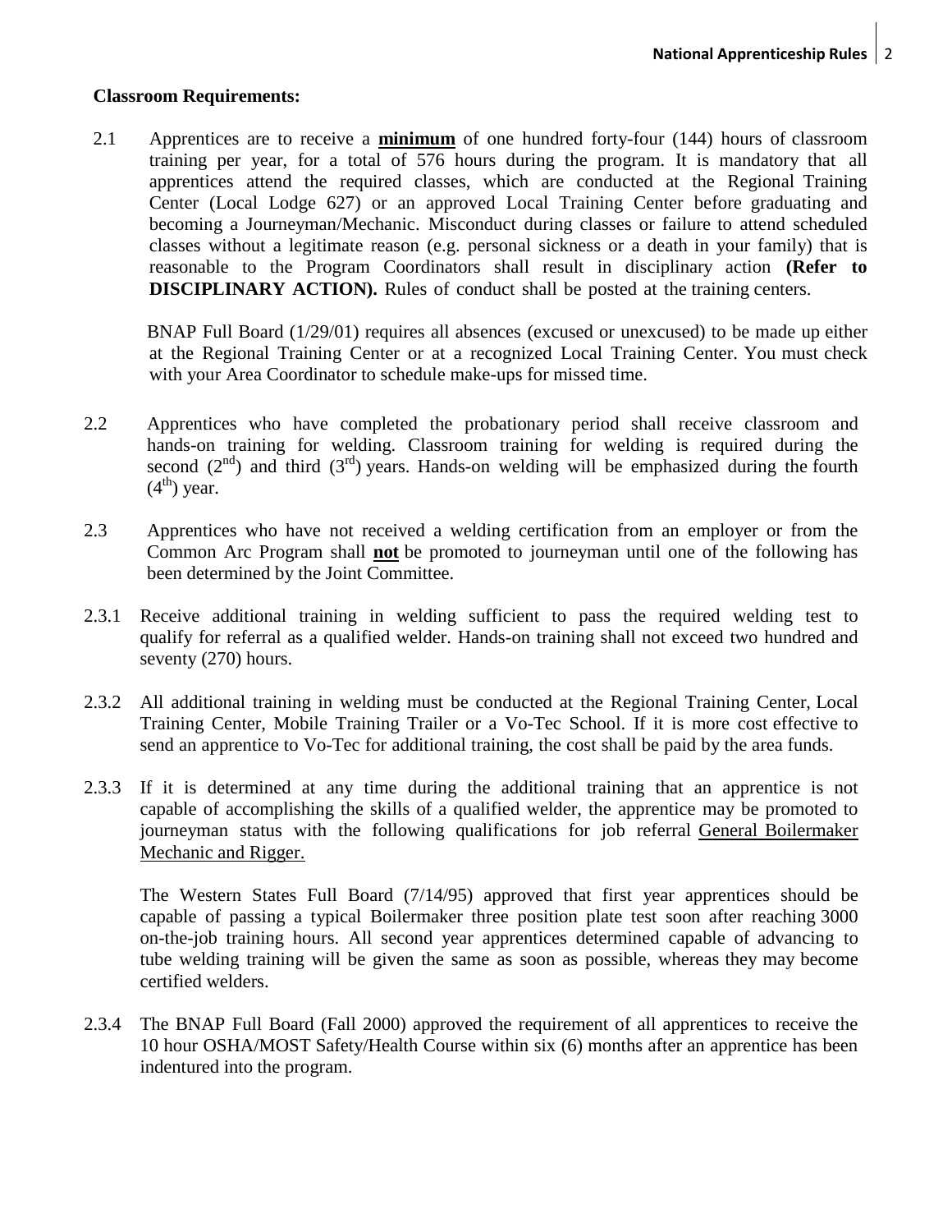**Classroom Requirements:**

2.1 Apprentices are to receive a **minimum** of one hundred forty-four (144) hours of classroom training per year, for a total of 576 hours during the program. It is mandatory that all apprentices attend the required classes, which are conducted at the Regional Training Center (Local Lodge 627) or an approved Local Training Center before graduating and becoming a Journeyman/Mechanic. Misconduct during classes or failure to attend scheduled classes without a legitimate reason (e.g. personal sickness or a death in your family) that is reasonable to the Program Coordinators shall result in disciplinary action **(Refer to DISCIPLINARY ACTION).** Rules of conduct shall be posted at the training centers.

BNAP Full Board (1/29/01) requires all absences (excused or unexcused) to be made up either at the Regional Training Center or at a recognized Local Training Center. You must check with your Area Coordinator to schedule make-ups for missed time.

2.2 Apprentices who have completed the probationary period shall receive classroom and hands-on training for welding. Classroom training for welding is required during the second (2nd) and third (3rd) years. Hands-on welding will be emphasized during the fourth (4th) year.

2.3 Apprentices who have not received a welding certification from an employer or from the Common Arc Program shall **not** be promoted to journeyman until one of the following has been determined by the Joint Committee.

2.3.1 Receive additional training in welding sufficient to pass the required welding test to qualify for referral as a qualified welder. Hands-on training shall not exceed two hundred and seventy (270) hours.

2.3.2 All additional training in welding must be conducted at the Regional Training Center, Local Training Center, Mobile Training Trailer or a Vo-Tec School. If it is more cost effective to send an apprentice to Vo-Tec for additional training, the cost shall be paid by the area funds.

2.3.3 If it is determined at any time during the additional training that an apprentice is not capable of accomplishing the skills of a qualified welder, the apprentice may be promoted to journeyman status with the following qualifications for job referral General Boilermaker Mechanic and Rigger.

The Western States Full Board (7/14/95) approved that first year apprentices should be capable of passing a typical Boilermaker three position plate test soon after reaching 3000 on-the-job training hours. All second year apprentices determined capable of advancing to tube welding training will be given the same as soon as possible, whereas they may become certified welders.

2.3.4 The BNAP Full Board (Fall 2000) approved the requirement of all apprentices to receive the 10 hour OSHA/MOST Safety/Health Course within six (6) months after an apprentice has been indentured into the program.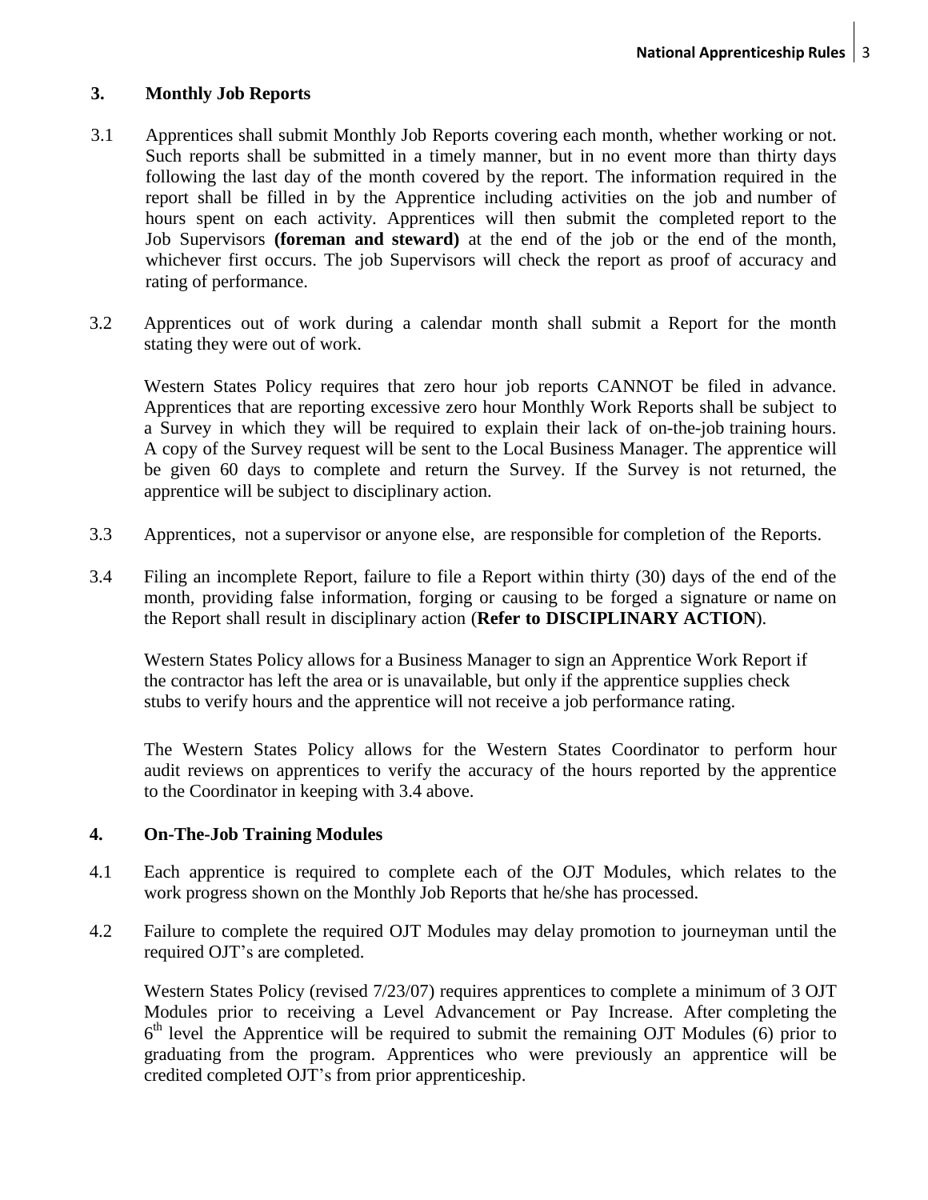## 3. Monthly Job Reports

3.1 Apprentices shall submit Monthly Job Reports covering each month, whether working or not. Such reports shall be submitted in a timely manner, but in no event more than thirty days following the last day of the month covered by the report. The information required in the report shall be filled in by the Apprentice including activities on the job and number of hours spent on each activity. Apprentices will then submit the completed report to the Job Supervisors **(foreman and steward)** at the end of the job or the end of the month, whichever first occurs. The job Supervisors will check the report as proof of accuracy and rating of performance.

3.2 Apprentices out of work during a calendar month shall submit a Report for the month stating they were out of work.

Western States Policy requires that zero hour job reports CANNOT be filed in advance. Apprentices that are reporting excessive zero hour Monthly Work Reports shall be subject to a Survey in which they will be required to explain their lack of on-the-job training hours. A copy of the Survey request will be sent to the Local Business Manager. The apprentice will be given 60 days to complete and return the Survey. If the Survey is not returned, the apprentice will be subject to disciplinary action.

3.3 Apprentices, not a supervisor or anyone else, are responsible for completion of the Reports.

3.4 Filing an incomplete Report, failure to file a Report within thirty (30) days of the end of the month, providing false information, forging or causing to be forged a signature or name on the Report shall result in disciplinary action (**Refer to DISCIPLINARY ACTION**).

Western States Policy allows for a Business Manager to sign an Apprentice Work Report if the contractor has left the area or is unavailable, but only if the apprentice supplies check stubs to verify hours and the apprentice will not receive a job performance rating.

The Western States Policy allows for the Western States Coordinator to perform hour audit reviews on apprentices to verify the accuracy of the hours reported by the apprentice to the Coordinator in keeping with 3.4 above.

## 4. On-The-Job Training Modules

4.1 Each apprentice is required to complete each of the OJT Modules, which relates to the work progress shown on the Monthly Job Reports that he/she has processed.

4.2 Failure to complete the required OJT Modules may delay promotion to journeyman until the required OJT's are completed.

Western States Policy (revised 7/23/07) requires apprentices to complete a minimum of 3 OJT Modules prior to receiving a Level Advancement or Pay Increase. After completing the 6th level the Apprentice will be required to submit the remaining OJT Modules (6) prior to graduating from the program. Apprentices who were previously an apprentice will be credited completed OJT's from prior apprenticeship.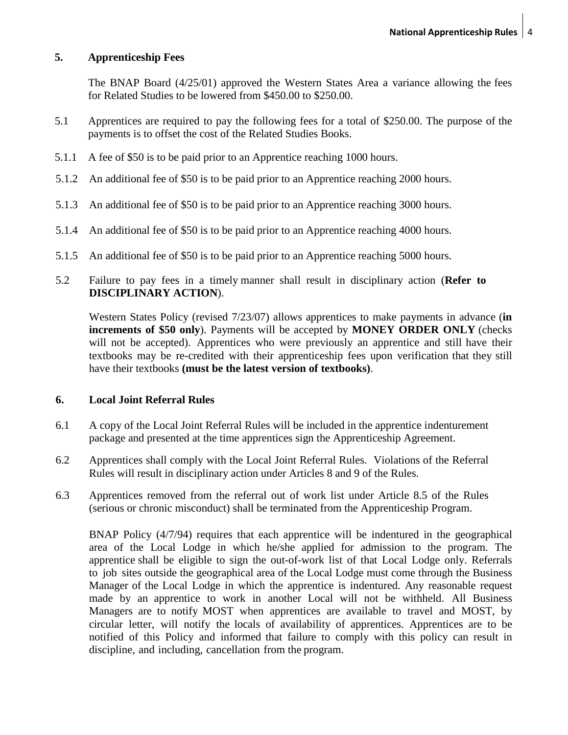## 5. Apprenticeship Fees

The BNAP Board (4/25/01) approved the Western States Area a variance allowing the fees for Related Studies to be lowered from $450.00 to $250.00.

5.1 Apprentices are required to pay the following fees for a total of $250.00. The purpose of the payments is to offset the cost of the Related Studies Books.

5.1.1 A fee of $50 is to be paid prior to an Apprentice reaching 1000 hours.

5.1.2 An additional fee of $50 is to be paid prior to an Apprentice reaching 2000 hours.

5.1.3 An additional fee of $50 is to be paid prior to an Apprentice reaching 3000 hours.

5.1.4 An additional fee of $50 is to be paid prior to an Apprentice reaching 4000 hours.

5.1.5 An additional fee of $50 is to be paid prior to an Apprentice reaching 5000 hours.

5.2 Failure to pay fees in a timely manner shall result in disciplinary action (**Refer to DISCIPLINARY ACTION**).

Western States Policy (revised 7/23/07) allows apprentices to make payments in advance (**in increments of $50 only**). Payments will be accepted by **MONEY ORDER ONLY** (checks will not be accepted). Apprentices who were previously an apprentice and still have their textbooks may be re-credited with their apprenticeship fees upon verification that they still have their textbooks **(must be the latest version of textbooks)**.

## 6. Local Joint Referral Rules

6.1 A copy of the Local Joint Referral Rules will be included in the apprentice indenturement package and presented at the time apprentices sign the Apprenticeship Agreement.

6.2 Apprentices shall comply with the Local Joint Referral Rules. Violations of the Referral Rules will result in disciplinary action under Articles 8 and 9 of the Rules.

6.3 Apprentices removed from the referral out of work list under Article 8.5 of the Rules (serious or chronic misconduct) shall be terminated from the Apprenticeship Program.

BNAP Policy (4/7/94) requires that each apprentice will be indentured in the geographical area of the Local Lodge in which he/she applied for admission to the program. The apprentice shall be eligible to sign the out-of-work list of that Local Lodge only. Referrals to job sites outside the geographical area of the Local Lodge must come through the Business Manager of the Local Lodge in which the apprentice is indentured. Any reasonable request made by an apprentice to work in another Local will not be withheld. All Business Managers are to notify MOST when apprentices are available to travel and MOST, by circular letter, will notify the locals of availability of apprentices. Apprentices are to be notified of this Policy and informed that failure to comply with this policy can result in discipline, and including, cancellation from the program.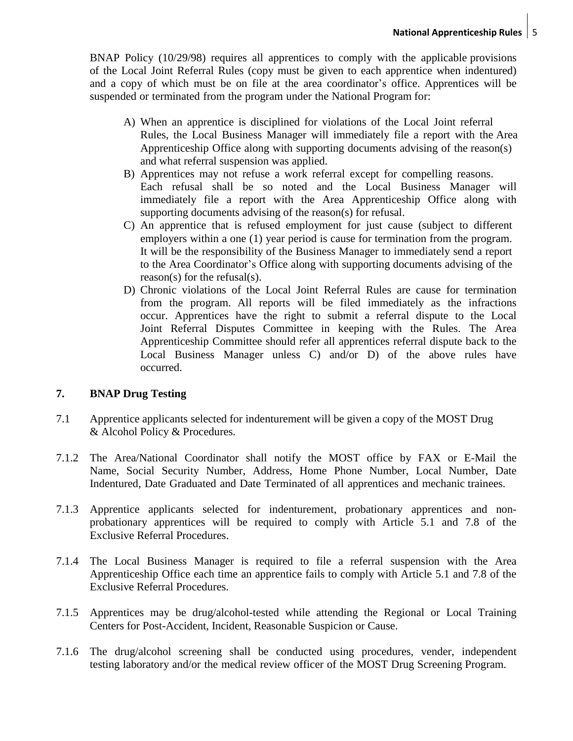BNAP Policy (10/29/98) requires all apprentices to comply with the applicable provisions of the Local Joint Referral Rules (copy must be given to each apprentice when indentured) and a copy of which must be on file at the area coordinator's office. Apprentices will be suspended or terminated from the program under the National Program for:

A) When an apprentice is disciplined for violations of the Local Joint referral Rules, the Local Business Manager will immediately file a report with the Area Apprenticeship Office along with supporting documents advising of the reason(s) and what referral suspension was applied.

B) Apprentices may not refuse a work referral except for compelling reasons. Each refusal shall be so noted and the Local Business Manager will immediately file a report with the Area Apprenticeship Office along with supporting documents advising of the reason(s) for refusal.

C) An apprentice that is refused employment for just cause (subject to different employers within a one (1) year period is cause for termination from the program. It will be the responsibility of the Business Manager to immediately send a report to the Area Coordinator's Office along with supporting documents advising of the reason(s) for the refusal(s).

D) Chronic violations of the Local Joint Referral Rules are cause for termination from the program. All reports will be filed immediately as the infractions occur. Apprentices have the right to submit a referral dispute to the Local Joint Referral Disputes Committee in keeping with the Rules. The Area Apprenticeship Committee should refer all apprentices referral dispute back to the Local Business Manager unless C) and/or D) of the above rules have occurred.

## 7. BNAP Drug Testing

7.1 Apprentice applicants selected for indenturement will be given a copy of the MOST Drug & Alcohol Policy & Procedures.

7.1.2 The Area/National Coordinator shall notify the MOST office by FAX or E-Mail the Name, Social Security Number, Address, Home Phone Number, Local Number, Date Indentured, Date Graduated and Date Terminated of all apprentices and mechanic trainees.

7.1.3 Apprentice applicants selected for indenturement, probationary apprentices and non-probationary apprentices will be required to comply with Article 5.1 and 7.8 of the Exclusive Referral Procedures.

7.1.4 The Local Business Manager is required to file a referral suspension with the Area Apprenticeship Office each time an apprentice fails to comply with Article 5.1 and 7.8 of the Exclusive Referral Procedures.

7.1.5 Apprentices may be drug/alcohol-tested while attending the Regional or Local Training Centers for Post-Accident, Incident, Reasonable Suspicion or Cause.

7.1.6 The drug/alcohol screening shall be conducted using procedures, vender, independent testing laboratory and/or the medical review officer of the MOST Drug Screening Program.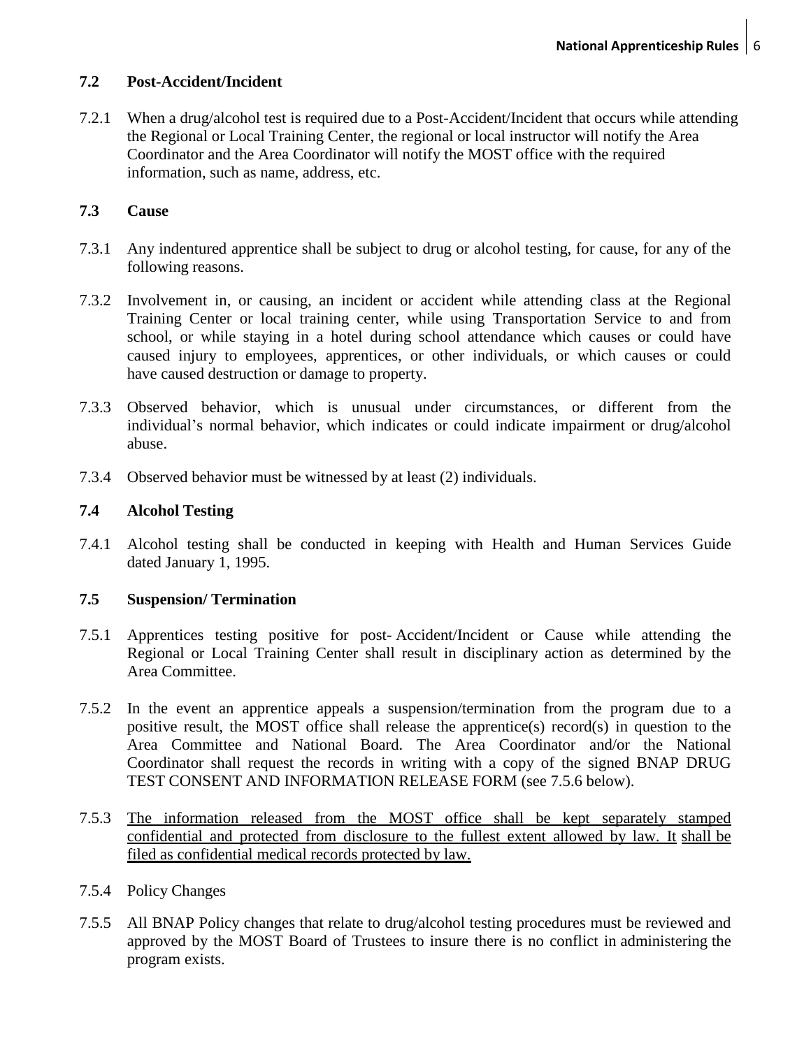### 7.2 Post-Accident/Incident

7.2.1 When a drug/alcohol test is required due to a Post-Accident/Incident that occurs while attending the Regional or Local Training Center, the regional or local instructor will notify the Area Coordinator and the Area Coordinator will notify the MOST office with the required information, such as name, address, etc.

### 7.3 Cause

7.3.1 Any indentured apprentice shall be subject to drug or alcohol testing, for cause, for any of the following reasons.

7.3.2 Involvement in, or causing, an incident or accident while attending class at the Regional Training Center or local training center, while using Transportation Service to and from school, or while staying in a hotel during school attendance which causes or could have caused injury to employees, apprentices, or other individuals, or which causes or could have caused destruction or damage to property.

7.3.3 Observed behavior, which is unusual under circumstances, or different from the individual's normal behavior, which indicates or could indicate impairment or drug/alcohol abuse.

7.3.4 Observed behavior must be witnessed by at least (2) individuals.

### 7.4 Alcohol Testing

7.4.1 Alcohol testing shall be conducted in keeping with Health and Human Services Guide dated January 1, 1995.

### 7.5 Suspension/ Termination

7.5.1 Apprentices testing positive for post- Accident/Incident or Cause while attending the Regional or Local Training Center shall result in disciplinary action as determined by the Area Committee.

7.5.2 In the event an apprentice appeals a suspension/termination from the program due to a positive result, the MOST office shall release the apprentice(s) record(s) in question to the Area Committee and National Board. The Area Coordinator and/or the National Coordinator shall request the records in writing with a copy of the signed BNAP DRUG TEST CONSENT AND INFORMATION RELEASE FORM (see 7.5.6 below).

7.5.3 <u>The information released from the MOST office shall be kept separately stamped confidential and protected from disclosure to the fullest extent allowed by law. It</u> <u>shall be filed as confidential medical records protected by law.</u>

7.5.4 Policy Changes

7.5.5 All BNAP Policy changes that relate to drug/alcohol testing procedures must be reviewed and approved by the MOST Board of Trustees to insure there is no conflict in administering the program exists.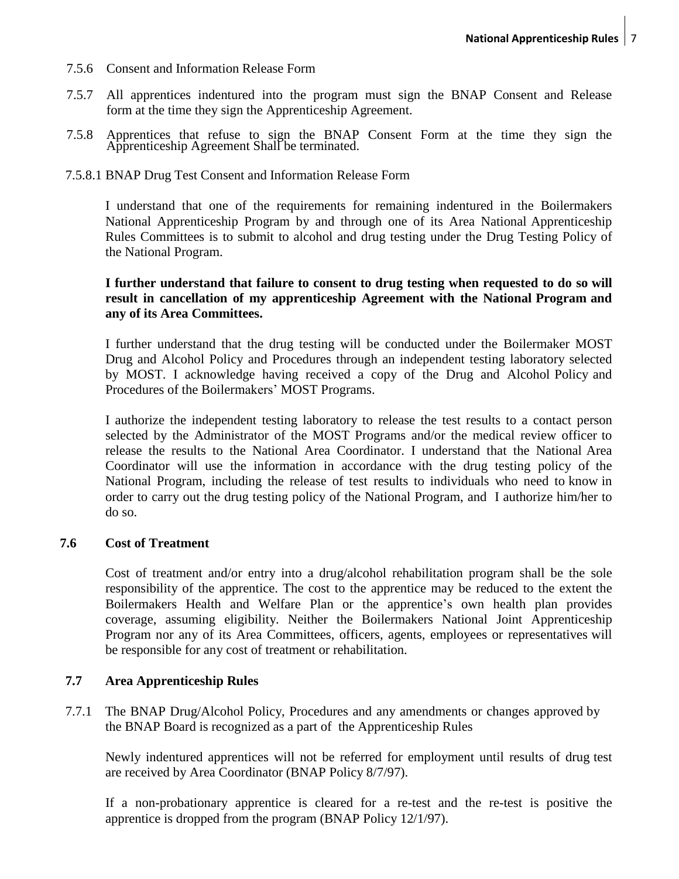7.5.6 Consent and Information Release Form

7.5.7 All apprentices indentured into the program must sign the BNAP Consent and Release form at the time they sign the Apprenticeship Agreement.

7.5.8 Apprentices that refuse to sign the BNAP Consent Form at the time they sign the Apprenticeship Agreement Shall be terminated.

7.5.8.1 BNAP Drug Test Consent and Information Release Form

I understand that one of the requirements for remaining indentured in the Boilermakers National Apprenticeship Program by and through one of its Area National Apprenticeship Rules Committees is to submit to alcohol and drug testing under the Drug Testing Policy of the National Program.

**I further understand that failure to consent to drug testing when requested to do so will result in cancellation of my apprenticeship Agreement with the National Program and any of its Area Committees.**

I further understand that the drug testing will be conducted under the Boilermaker MOST Drug and Alcohol Policy and Procedures through an independent testing laboratory selected by MOST. I acknowledge having received a copy of the Drug and Alcohol Policy and Procedures of the Boilermakers' MOST Programs.

I authorize the independent testing laboratory to release the test results to a contact person selected by the Administrator of the MOST Programs and/or the medical review officer to release the results to the National Area Coordinator. I understand that the National Area Coordinator will use the information in accordance with the drug testing policy of the National Program, including the release of test results to individuals who need to know in order to carry out the drug testing policy of the National Program, and I authorize him/her to do so.

### 7.6 Cost of Treatment

Cost of treatment and/or entry into a drug/alcohol rehabilitation program shall be the sole responsibility of the apprentice. The cost to the apprentice may be reduced to the extent the Boilermakers Health and Welfare Plan or the apprentice's own health plan provides coverage, assuming eligibility. Neither the Boilermakers National Joint Apprenticeship Program nor any of its Area Committees, officers, agents, employees or representatives will be responsible for any cost of treatment or rehabilitation.

### 7.7 Area Apprenticeship Rules

7.7.1 The BNAP Drug/Alcohol Policy, Procedures and any amendments or changes approved by the BNAP Board is recognized as a part of the Apprenticeship Rules

Newly indentured apprentices will not be referred for employment until results of drug test are received by Area Coordinator (BNAP Policy 8/7/97).

If a non-probationary apprentice is cleared for a re-test and the re-test is positive the apprentice is dropped from the program (BNAP Policy 12/1/97).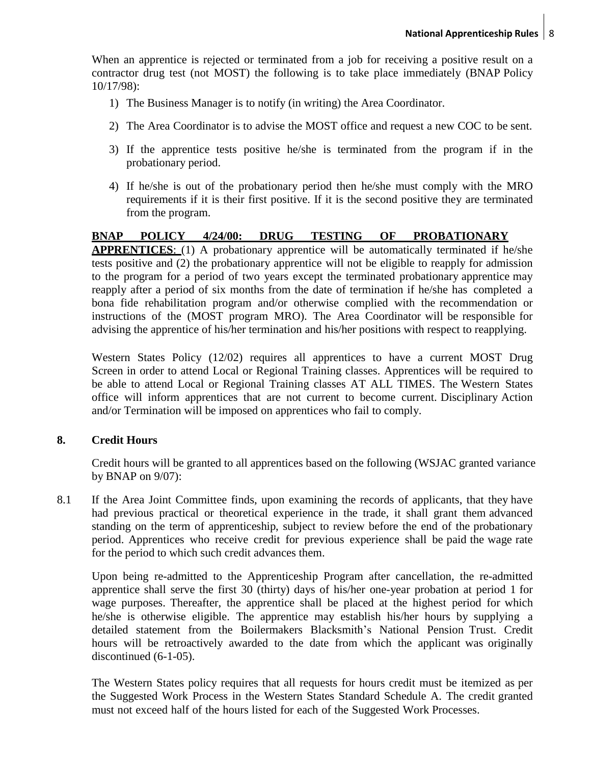When an apprentice is rejected or terminated from a job for receiving a positive result on a contractor drug test (not MOST) the following is to take place immediately (BNAP Policy 10/17/98):

1) The Business Manager is to notify (in writing) the Area Coordinator.
2) The Area Coordinator is to advise the MOST office and request a new COC to be sent.
3) If the apprentice tests positive he/she is terminated from the program if in the probationary period.
4) If he/she is out of the probationary period then he/she must comply with the MRO requirements if it is their first positive. If it is the second positive they are terminated from the program.

**BNAP POLICY 4/24/00: DRUG TESTING OF PROBATIONARY APPRENTICES**: (1) A probationary apprentice will be automatically terminated if he/she tests positive and (2) the probationary apprentice will not be eligible to reapply for admission to the program for a period of two years except the terminated probationary apprentice may reapply after a period of six months from the date of termination if he/she has completed a bona fide rehabilitation program and/or otherwise complied with the recommendation or instructions of the (MOST program MRO). The Area Coordinator will be responsible for advising the apprentice of his/her termination and his/her positions with respect to reapplying.

Western States Policy (12/02) requires all apprentices to have a current MOST Drug Screen in order to attend Local or Regional Training classes. Apprentices will be required to be able to attend Local or Regional Training classes AT ALL TIMES. The Western States office will inform apprentices that are not current to become current. Disciplinary Action and/or Termination will be imposed on apprentices who fail to comply.

## 8. Credit Hours

Credit hours will be granted to all apprentices based on the following (WSJAC granted variance by BNAP on 9/07):

8.1 If the Area Joint Committee finds, upon examining the records of applicants, that they have had previous practical or theoretical experience in the trade, it shall grant them advanced standing on the term of apprenticeship, subject to review before the end of the probationary period. Apprentices who receive credit for previous experience shall be paid the wage rate for the period to which such credit advances them.

Upon being re-admitted to the Apprenticeship Program after cancellation, the re-admitted apprentice shall serve the first 30 (thirty) days of his/her one-year probation at period 1 for wage purposes. Thereafter, the apprentice shall be placed at the highest period for which he/she is otherwise eligible. The apprentice may establish his/her hours by supplying a detailed statement from the Boilermakers Blacksmith's National Pension Trust. Credit hours will be retroactively awarded to the date from which the applicant was originally discontinued (6-1-05).

The Western States policy requires that all requests for hours credit must be itemized as per the Suggested Work Process in the Western States Standard Schedule A. The credit granted must not exceed half of the hours listed for each of the Suggested Work Processes.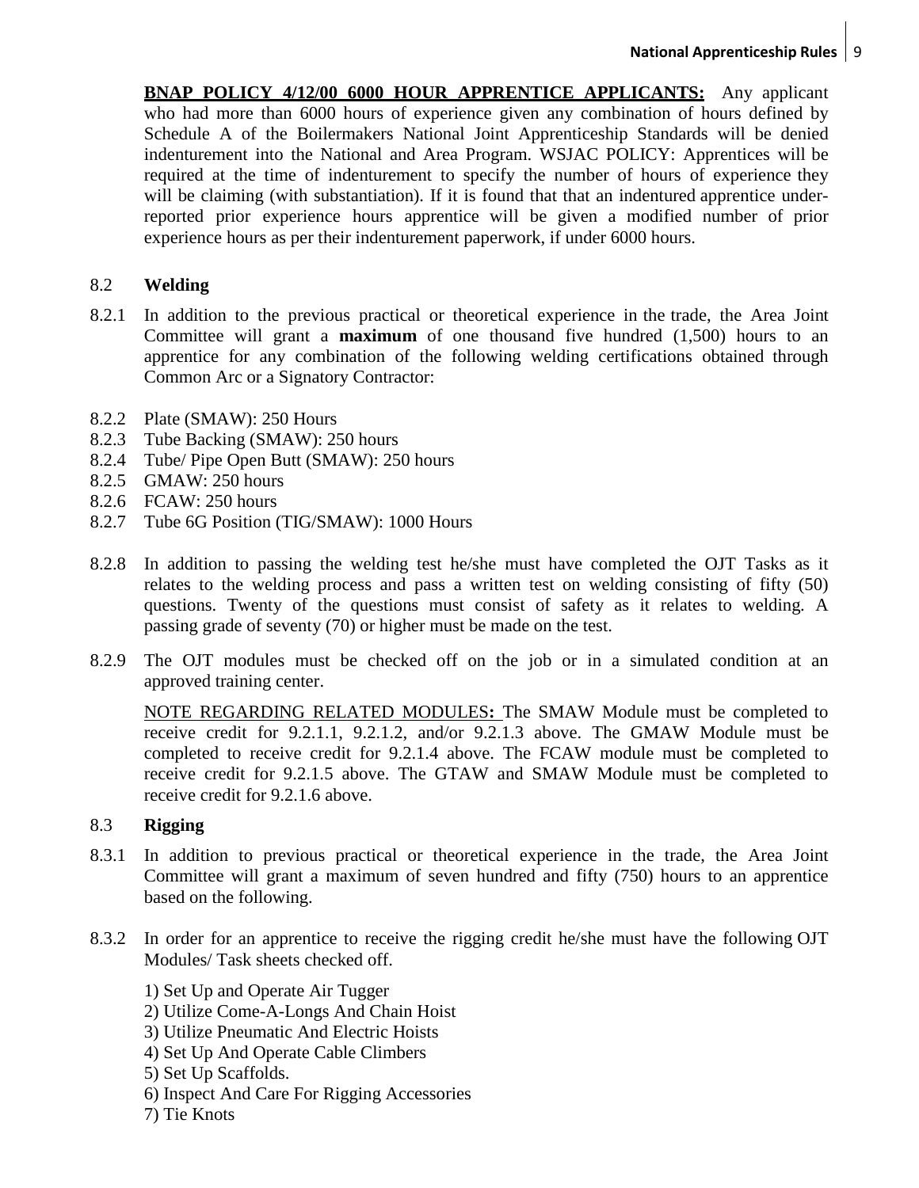**BNAP POLICY 4/12/00 6000 HOUR APPRENTICE APPLICANTS:** Any applicant who had more than 6000 hours of experience given any combination of hours defined by Schedule A of the Boilermakers National Joint Apprenticeship Standards will be denied indenturement into the National and Area Program. WSJAC POLICY: Apprentices will be required at the time of indenturement to specify the number of hours of experience they will be claiming (with substantiation). If it is found that that an indentured apprentice under-reported prior experience hours apprentice will be given a modified number of prior experience hours as per their indenturement paperwork, if under 6000 hours.

## 8.2 **Welding**

8.2.1 In addition to the previous practical or theoretical experience in the trade, the Area Joint Committee will grant a **maximum** of one thousand five hundred (1,500) hours to an apprentice for any combination of the following welding certifications obtained through Common Arc or a Signatory Contractor:

8.2.2 Plate (SMAW): 250 Hours
8.2.3 Tube Backing (SMAW): 250 hours
8.2.4 Tube/ Pipe Open Butt (SMAW): 250 hours
8.2.5 GMAW: 250 hours
8.2.6 FCAW: 250 hours
8.2.7 Tube 6G Position (TIG/SMAW): 1000 Hours

8.2.8 In addition to passing the welding test he/she must have completed the OJT Tasks as it relates to the welding process and pass a written test on welding consisting of fifty (50) questions. Twenty of the questions must consist of safety as it relates to welding. A passing grade of seventy (70) or higher must be made on the test.

8.2.9 The OJT modules must be checked off on the job or in a simulated condition at an approved training center.

NOTE REGARDING RELATED MODULES**:** The SMAW Module must be completed to receive credit for 9.2.1.1, 9.2.1.2, and/or 9.2.1.3 above. The GMAW Module must be completed to receive credit for 9.2.1.4 above. The FCAW module must be completed to receive credit for 9.2.1.5 above. The GTAW and SMAW Module must be completed to receive credit for 9.2.1.6 above.

## 8.3 **Rigging**

8.3.1 In addition to previous practical or theoretical experience in the trade, the Area Joint Committee will grant a maximum of seven hundred and fifty (750) hours to an apprentice based on the following.

8.3.2 In order for an apprentice to receive the rigging credit he/she must have the following OJT Modules/ Task sheets checked off.

1) Set Up and Operate Air Tugger
2) Utilize Come-A-Longs And Chain Hoist
3) Utilize Pneumatic And Electric Hoists
4) Set Up And Operate Cable Climbers
5) Set Up Scaffolds.
6) Inspect And Care For Rigging Accessories
7) Tie Knots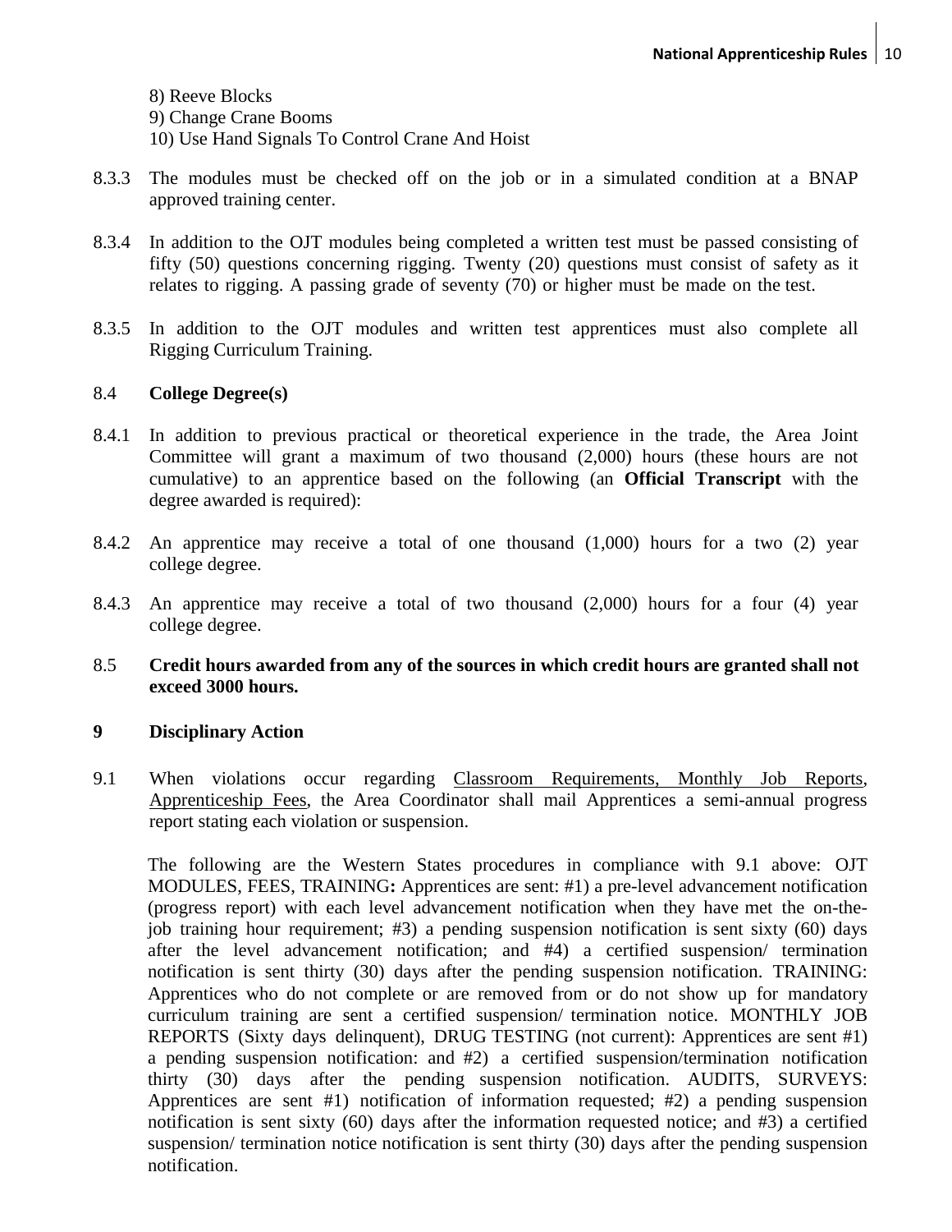8) Reeve Blocks
9) Change Crane Booms
10) Use Hand Signals To Control Crane And Hoist

8.3.3 The modules must be checked off on the job or in a simulated condition at a BNAP approved training center.

8.3.4 In addition to the OJT modules being completed a written test must be passed consisting of fifty (50) questions concerning rigging. Twenty (20) questions must consist of safety as it relates to rigging. A passing grade of seventy (70) or higher must be made on the test.

8.3.5 In addition to the OJT modules and written test apprentices must also complete all Rigging Curriculum Training.

8.4 **College Degree(s)**

8.4.1 In addition to previous practical or theoretical experience in the trade, the Area Joint Committee will grant a maximum of two thousand (2,000) hours (these hours are not cumulative) to an apprentice based on the following (an **Official Transcript** with the degree awarded is required):

8.4.2 An apprentice may receive a total of one thousand (1,000) hours for a two (2) year college degree.

8.4.3 An apprentice may receive a total of two thousand (2,000) hours for a four (4) year college degree.

8.5 **Credit hours awarded from any of the sources in which credit hours are granted shall not exceed 3000 hours.**

## 9 Disciplinary Action

9.1 When violations occur regarding <u>Classroom Requirements, Monthly Job Reports</u>, <u>Apprenticeship Fees</u>, the Area Coordinator shall mail Apprentices a semi-annual progress report stating each violation or suspension.

The following are the Western States procedures in compliance with 9.1 above: OJT MODULES, FEES, TRAINING**:** Apprentices are sent: #1) a pre-level advancement notification (progress report) with each level advancement notification when they have met the on-the-job training hour requirement; #3) a pending suspension notification is sent sixty (60) days after the level advancement notification; and #4) a certified suspension/ termination notification is sent thirty (30) days after the pending suspension notification. TRAINING: Apprentices who do not complete or are removed from or do not show up for mandatory curriculum training are sent a certified suspension/ termination notice. MONTHLY JOB REPORTS (Sixty days delinquent), DRUG TESTING (not current): Apprentices are sent #1) a pending suspension notification: and #2) a certified suspension/termination notification thirty (30) days after the pending suspension notification. AUDITS, SURVEYS: Apprentices are sent #1) notification of information requested; #2) a pending suspension notification is sent sixty (60) days after the information requested notice; and #3) a certified suspension/ termination notice notification is sent thirty (30) days after the pending suspension notification.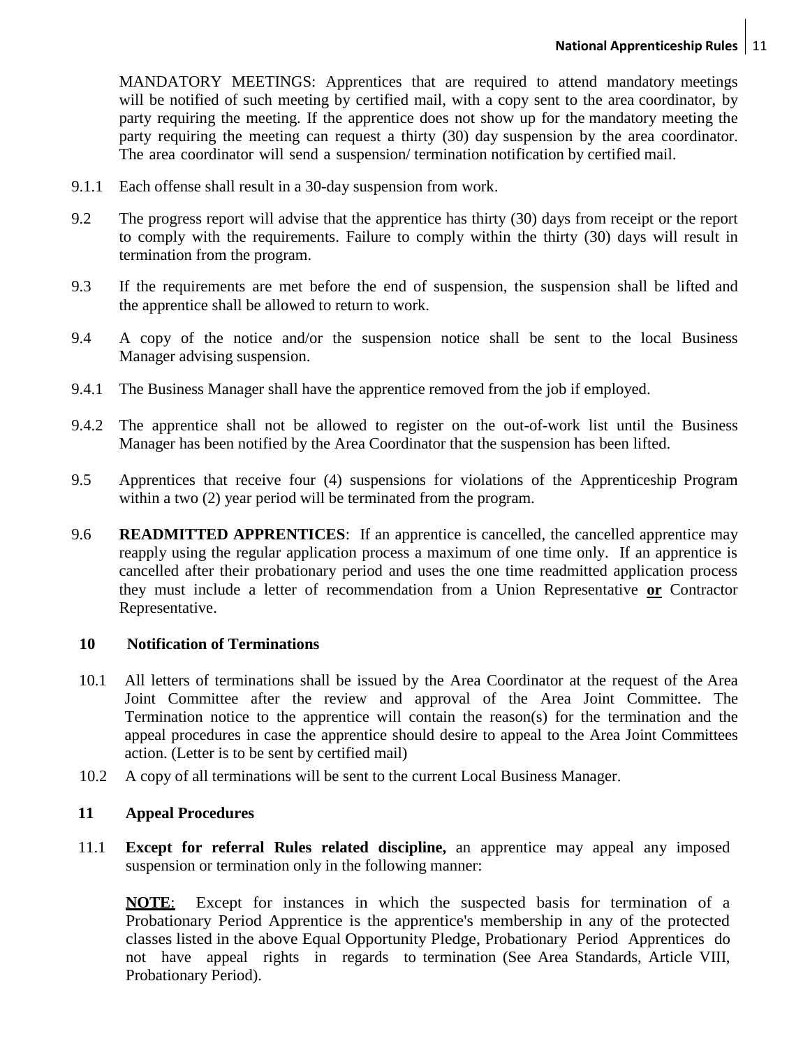MANDATORY MEETINGS: Apprentices that are required to attend mandatory meetings will be notified of such meeting by certified mail, with a copy sent to the area coordinator, by party requiring the meeting. If the apprentice does not show up for the mandatory meeting the party requiring the meeting can request a thirty (30) day suspension by the area coordinator. The area coordinator will send a suspension/ termination notification by certified mail.

9.1.1 Each offense shall result in a 30-day suspension from work.

9.2 The progress report will advise that the apprentice has thirty (30) days from receipt or the report to comply with the requirements. Failure to comply within the thirty (30) days will result in termination from the program.

9.3 If the requirements are met before the end of suspension, the suspension shall be lifted and the apprentice shall be allowed to return to work.

9.4 A copy of the notice and/or the suspension notice shall be sent to the local Business Manager advising suspension.

9.4.1 The Business Manager shall have the apprentice removed from the job if employed.

9.4.2 The apprentice shall not be allowed to register on the out-of-work list until the Business Manager has been notified by the Area Coordinator that the suspension has been lifted.

9.5 Apprentices that receive four (4) suspensions for violations of the Apprenticeship Program within a two (2) year period will be terminated from the program.

9.6 **READMITTED APPRENTICES**: If an apprentice is cancelled, the cancelled apprentice may reapply using the regular application process a maximum of one time only. If an apprentice is cancelled after their probationary period and uses the one time readmitted application process they must include a letter of recommendation from a Union Representative **<u>or</u>** Contractor Representative.

## 10 Notification of Terminations

10.1 All letters of terminations shall be issued by the Area Coordinator at the request of the Area Joint Committee after the review and approval of the Area Joint Committee. The Termination notice to the apprentice will contain the reason(s) for the termination and the appeal procedures in case the apprentice should desire to appeal to the Area Joint Committees action. (Letter is to be sent by certified mail)

10.2 A copy of all terminations will be sent to the current Local Business Manager.

## 11 Appeal Procedures

11.1 **Except for referral Rules related discipline,** an apprentice may appeal any imposed suspension or termination only in the following manner:

**<u>NOTE</u>**: Except for instances in which the suspected basis for termination of a Probationary Period Apprentice is the apprentice's membership in any of the protected classes listed in the above Equal Opportunity Pledge, Probationary Period Apprentices do not have appeal rights in regards to termination (See Area Standards, Article VIII, Probationary Period).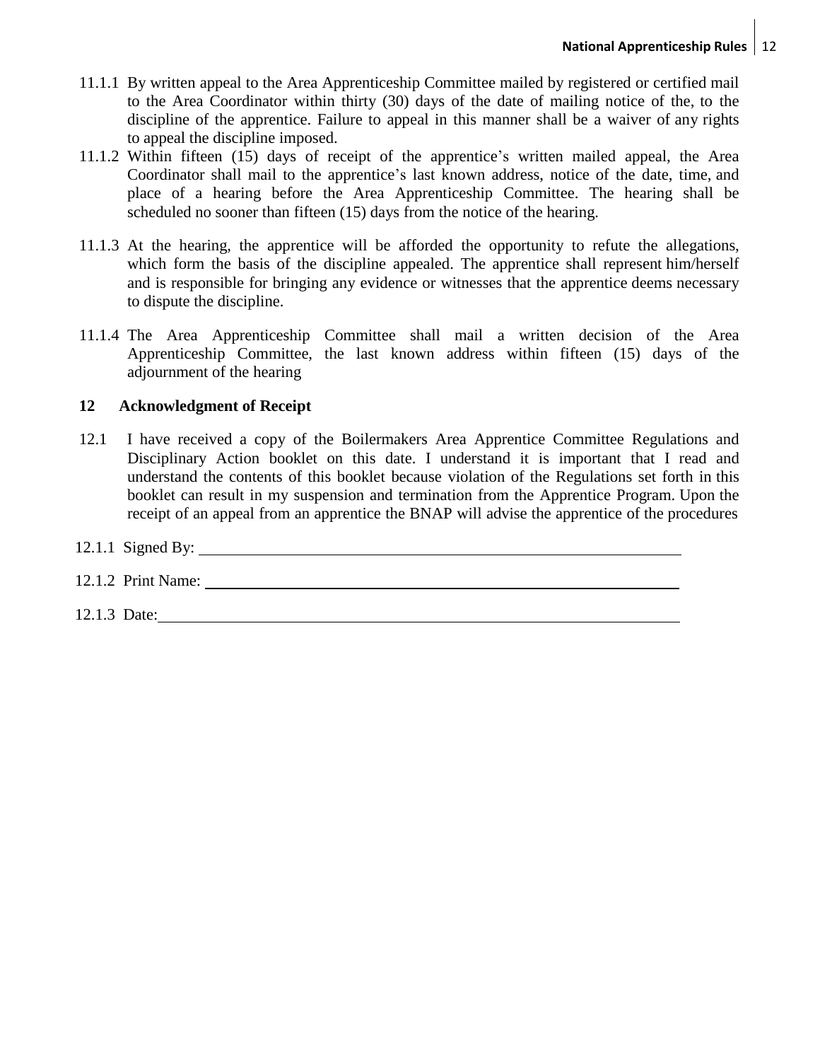11.1.1 By written appeal to the Area Apprenticeship Committee mailed by registered or certified mail to the Area Coordinator within thirty (30) days of the date of mailing notice of the, to the discipline of the apprentice. Failure to appeal in this manner shall be a waiver of any rights to appeal the discipline imposed.

11.1.2 Within fifteen (15) days of receipt of the apprentice's written mailed appeal, the Area Coordinator shall mail to the apprentice's last known address, notice of the date, time, and place of a hearing before the Area Apprenticeship Committee. The hearing shall be scheduled no sooner than fifteen (15) days from the notice of the hearing.

11.1.3 At the hearing, the apprentice will be afforded the opportunity to refute the allegations, which form the basis of the discipline appealed. The apprentice shall represent him/herself and is responsible for bringing any evidence or witnesses that the apprentice deems necessary to dispute the discipline.

11.1.4 The Area Apprenticeship Committee shall mail a written decision of the Area Apprenticeship Committee, the last known address within fifteen (15) days of the adjournment of the hearing

## 12 Acknowledgment of Receipt

12.1 I have received a copy of the Boilermakers Area Apprentice Committee Regulations and Disciplinary Action booklet on this date. I understand it is important that I read and understand the contents of this booklet because violation of the Regulations set forth in this booklet can result in my suspension and termination from the Apprentice Program. Upon the receipt of an appeal from an apprentice the BNAP will advise the apprentice of the procedures

12.1.1 Signed By: ______________________________

12.1.2 Print Name: ______________________________

12.1.3 Date: ______________________________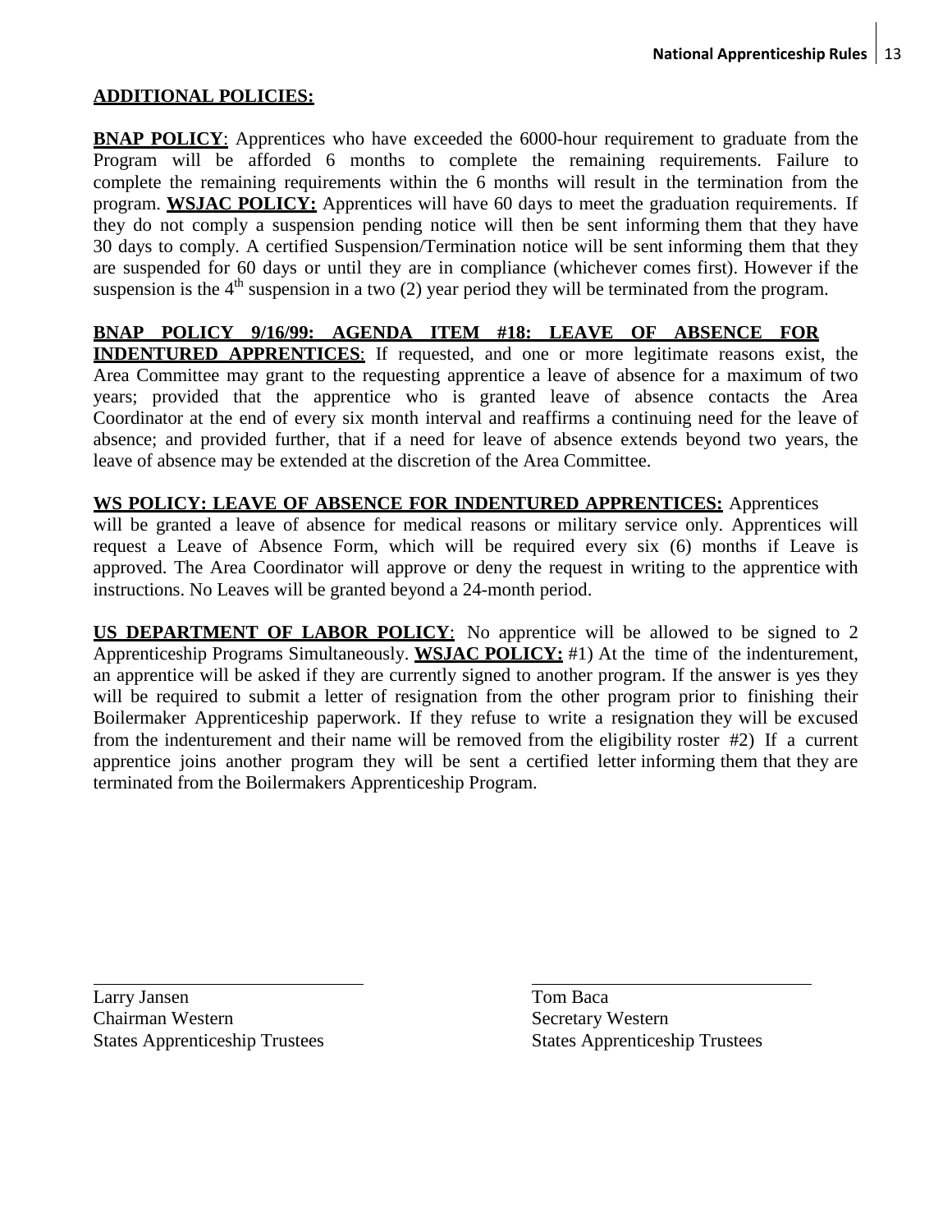**ADDITIONAL POLICIES:**

**BNAP POLICY**: Apprentices who have exceeded the 6000-hour requirement to graduate from the Program will be afforded 6 months to complete the remaining requirements. Failure to complete the remaining requirements within the 6 months will result in the termination from the program. **WSJAC POLICY:** Apprentices will have 60 days to meet the graduation requirements. If they do not comply a suspension pending notice will then be sent informing them that they have 30 days to comply. A certified Suspension/Termination notice will be sent informing them that they are suspended for 60 days or until they are in compliance (whichever comes first). However if the suspension is the 4th suspension in a two (2) year period they will be terminated from the program.

**BNAP POLICY 9/16/99: AGENDA ITEM #18: LEAVE OF ABSENCE FOR INDENTURED APPRENTICES**: If requested, and one or more legitimate reasons exist, the Area Committee may grant to the requesting apprentice a leave of absence for a maximum of two years; provided that the apprentice who is granted leave of absence contacts the Area Coordinator at the end of every six month interval and reaffirms a continuing need for the leave of absence; and provided further, that if a need for leave of absence extends beyond two years, the leave of absence may be extended at the discretion of the Area Committee.

**WS POLICY: LEAVE OF ABSENCE FOR INDENTURED APPRENTICES:** Apprentices will be granted a leave of absence for medical reasons or military service only. Apprentices will request a Leave of Absence Form, which will be required every six (6) months if Leave is approved. The Area Coordinator will approve or deny the request in writing to the apprentice with instructions. No Leaves will be granted beyond a 24-month period.

**US DEPARTMENT OF LABOR POLICY**: No apprentice will be allowed to be signed to 2 Apprenticeship Programs Simultaneously. **WSJAC POLICY:** #1) At the time of the indenturement, an apprentice will be asked if they are currently signed to another program. If the answer is yes they will be required to submit a letter of resignation from the other program prior to finishing their Boilermaker Apprenticeship paperwork. If they refuse to write a resignation they will be excused from the indenturement and their name will be removed from the eligibility roster #2) If a current apprentice joins another program they will be sent a certified letter informing them that they are terminated from the Boilermakers Apprenticeship Program.

Larry Jansen
Chairman Western
States Apprenticeship Trustees

Tom Baca
Secretary Western
States Apprenticeship Trustees